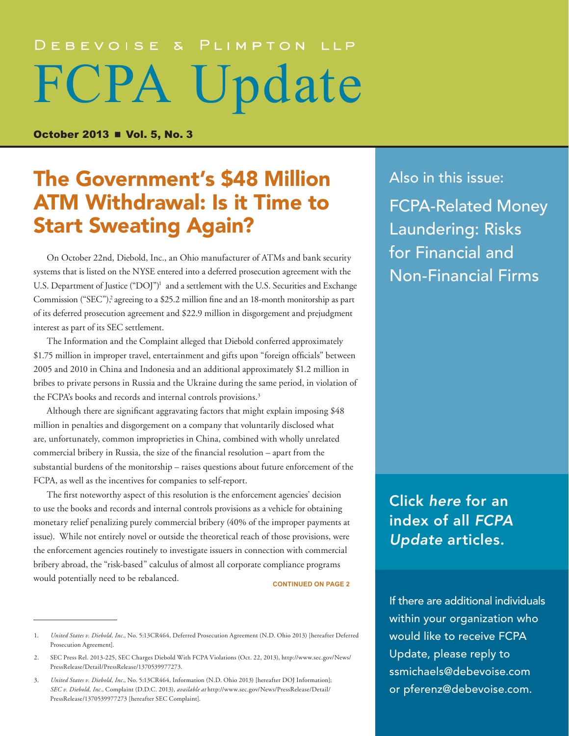Debevoise & Plimpton LLP

# FCPA Update

**October 2013 ■ Vol. 5, No. 3**

## The Government's $48 Million ATM Withdrawal: Is it Time to Start Sweating Again?

On October 22nd, Diebold, Inc., an Ohio manufacturer of ATMs and bank security systems that is listed on the NYSE entered into a deferred prosecution agreement with the U.S. Department of Justice ("DOJ")[1] and a settlement with the U.S. Securities and Exchange Commission ("SEC"),[2] agreeing to a $25.2 million fine and an 18-month monitorship as part of its deferred prosecution agreement and $22.9 million in disgorgement and prejudgment interest as part of its SEC settlement.

The Information and the Complaint alleged that Diebold conferred approximately $1.75 million in improper travel, entertainment and gifts upon "foreign officials" between 2005 and 2010 in China and Indonesia and an additional approximately $1.2 million in bribes to private persons in Russia and the Ukraine during the same period, in violation of the FCPA's books and records and internal controls provisions.[3]

Although there are significant aggravating factors that might explain imposing $48 million in penalties and disgorgement on a company that voluntarily disclosed what are, unfortunately, common improprieties in China, combined with wholly unrelated commercial bribery in Russia, the size of the financial resolution – apart from the substantial burdens of the monitorship – raises questions about future enforcement of the FCPA, as well as the incentives for companies to self-report.

The first noteworthy aspect of this resolution is the enforcement agencies' decision to use the books and records and internal controls provisions as a vehicle for obtaining monetary relief penalizing purely commercial bribery (40% of the improper payments at issue). While not entirely novel or outside the theoretical reach of those provisions, were the enforcement agencies routinely to investigate issuers in connection with commercial bribery abroad, the "risk-based" calculus of almost all corporate compliance programs would potentially need to be rebalanced.

**CONTINUED ON PAGE 2**

Also in this issue:

FCPA-Related Money Laundering: Risks for Financial and Non-Financial Firms

**Click *here* for an index of all *FCPA Update* articles.**

If there are additional individuals within your organization who would like to receive FCPA Update, please reply to ssmichaels@debevoise.com or pferenz@debevoise.com.

---

1. *United States v. Diebold, Inc.*, No. 5:13CR464, Deferred Prosecution Agreement (N.D. Ohio 2013) [hereafter Deferred Prosecution Agreement].

2. SEC Press Rel. 2013-225, SEC Charges Diebold With FCPA Violations (Oct. 22, 2013), http://www.sec.gov/News/PressRelease/Detail/PressRelease/1370539977273.

3. *United States v. Diebold, Inc.*, No. 5:13CR464, Information (N.D. Ohio 2013) [hereafter DOJ Information]; *SEC v. Diebold, Inc.*, Complaint (D.D.C. 2013), *available at* http://www.sec.gov/News/PressRelease/Detail/PressRelease/1370539977273 [hereafter SEC Complaint].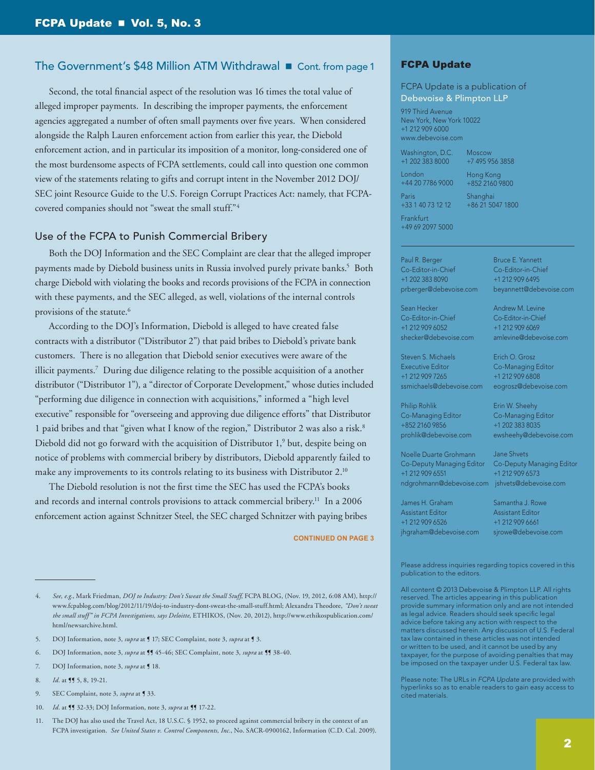## The Government's $48 Million ATM Withdrawal ■ Cont. from page 1

Second, the total financial aspect of the resolution was 16 times the total value of alleged improper payments. In describing the improper payments, the enforcement agencies aggregated a number of often small payments over five years. When considered alongside the Ralph Lauren enforcement action from earlier this year, the Diebold enforcement action, and in particular its imposition of a monitor, long-considered one of the most burdensome aspects of FCPA settlements, could call into question one common view of the statements relating to gifts and corrupt intent in the November 2012 DOJ/SEC joint Resource Guide to the U.S. Foreign Corrupt Practices Act: namely, that FCPA-covered companies should not "sweat the small stuff."[4]

### Use of the FCPA to Punish Commercial Bribery

Both the DOJ Information and the SEC Complaint are clear that the alleged improper payments made by Diebold business units in Russia involved purely private banks.[5] Both charge Diebold with violating the books and records provisions of the FCPA in connection with these payments, and the SEC alleged, as well, violations of the internal controls provisions of the statute.[6]

According to the DOJ's Information, Diebold is alleged to have created false contracts with a distributor ("Distributor 2") that paid bribes to Diebold's private bank customers. There is no allegation that Diebold senior executives were aware of the illicit payments.[7] During due diligence relating to the possible acquisition of a another distributor ("Distributor 1"), a "director of Corporate Development," whose duties included "performing due diligence in connection with acquisitions," informed a "high level executive" responsible for "overseeing and approving due diligence efforts" that Distributor 1 paid bribes and that "given what I know of the region," Distributor 2 was also a risk.[8] Diebold did not go forward with the acquisition of Distributor 1,[9] but, despite being on notice of problems with commercial bribery by distributors, Diebold apparently failed to make any improvements to its controls relating to its business with Distributor 2.[10]

The Diebold resolution is not the first time the SEC has used the FCPA's books and records and internal controls provisions to attack commercial bribery.[11] In a 2006 enforcement action against Schnitzer Steel, the SEC charged Schnitzer with paying bribes

CONTINUED ON PAGE 3

---

4. *See, e.g.*, Mark Friedman, *DOJ to Industry: Don't Sweat the Small Stuff*, FCPA BLOG, (Nov. 19, 2012, 6:08 AM), http://www.fcpablog.com/blog/2012/11/19/doj-to-industry-dont-sweat-the-small-stuff.html; Alexandra Theodore, *"Don't sweat the small stuff" in FCPA Investigations, says Deloitte*, ETHIKOS, (Nov. 20, 2012), http://www.ethikospublication.com/html/newsarchive.html.

5. DOJ Information, note 3, *supra* at ¶ 17; SEC Complaint, note 3, *supra* at ¶ 3.

6. DOJ Information, note 3, *supra* at ¶¶ 45-46; SEC Complaint, note 3, *supra* at ¶¶ 38-40.

7. DOJ Information, note 3, *supra* at ¶ 18.

8. *Id.* at ¶¶ 5, 8, 19-21.

9. SEC Complaint, note 3, *supra* at ¶ 33.

10. *Id.* at ¶¶ 32-33; DOJ Information, note 3, *supra* at ¶¶ 17-22.

11. The DOJ has also used the Travel Act, 18 U.S.C. § 1952, to proceed against commercial bribery in the context of an FCPA investigation. *See United States v. Control Components, Inc.*, No. SACR-0900162, Information (C.D. Cal. 2009).

---

### FCPA Update

FCPA Update is a publication of Debevoise & Plimpton LLP

919 Third Avenue
New York, New York 10022
+1 212 909 6000
www.debevoise.com

Washington, D.C.
+1 202 383 8000

London
+44 20 7786 9000

Paris
+33 1 40 73 12 12

Frankfurt
+49 69 2097 5000

Moscow
+7 495 956 3858

Hong Kong
+852 2160 9800

Shanghai
+86 21 5047 1800

Paul R. Berger
Co-Editor-in-Chief
+1 202 383 8090
prberger@debevoise.com

Bruce E. Yannett
Co-Editor-in-Chief
+1 212 909 6495
beyannett@debevoise.com

Sean Hecker
Co-Editor-in-Chief
+1 212 909 6052
shecker@debevoise.com

Andrew M. Levine
Co-Editor-in-Chief
+1 212 909 6069
amlevine@debevoise.com

Steven S. Michaels
Executive Editor
+1 212 909 7265
ssmichaels@debevoise.com

Erich O. Grosz
Co-Managing Editor
+1 212 909 6808
eogrosz@debevoise.com

Philip Rohlik
Co-Managing Editor
+852 2160 9856
prohlik@debevoise.com

Erin W. Sheehy
Co-Managing Editor
+1 202 383 8035
ewsheehy@debevoise.com

Noelle Duarte Grohmann
Co-Deputy Managing Editor
+1 212 909 6551
ndgrohmann@debevoise.com

Jane Shvets
Co-Deputy Managing Editor
+1 212 909 6573
jshvets@debevoise.com

James H. Graham
Assistant Editor
+1 212 909 6526
jhgraham@debevoise.com

Samantha J. Rowe
Assistant Editor
+1 212 909 6661
sjrowe@debevoise.com

Please address inquiries regarding topics covered in this publication to the editors.

All content © 2013 Debevoise & Plimpton LLP. All rights reserved. The articles appearing in this publication provide summary information only and are not intended as legal advice. Readers should seek specific legal advice before taking any action with respect to the matters discussed herein. Any discussion of U.S. Federal tax law contained in these articles was not intended or written to be used, and it cannot be used by any taxpayer, for the purpose of avoiding penalties that may be imposed on the taxpayer under U.S. Federal tax law.

Please note: The URLs in *FCPA Update* are provided with hyperlinks so as to enable readers to gain easy access to cited materials.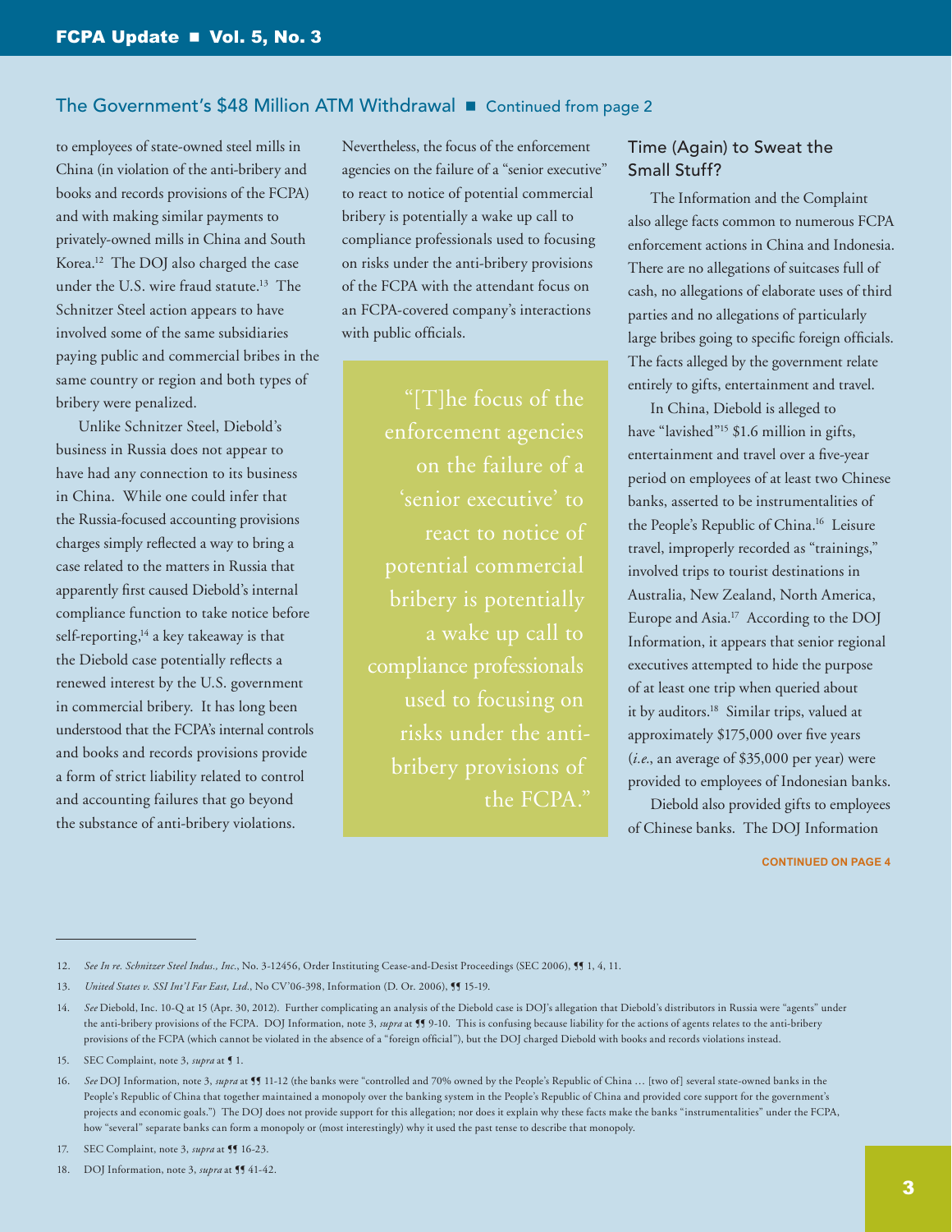## The Government's $48 Million ATM Withdrawal ■ Continued from page 2

to employees of state-owned steel mills in China (in violation of the anti-bribery and books and records provisions of the FCPA) and with making similar payments to privately-owned mills in China and South Korea.[12] The DOJ also charged the case under the U.S. wire fraud statute.[13] The Schnitzer Steel action appears to have involved some of the same subsidiaries paying public and commercial bribes in the same country or region and both types of bribery were penalized.

Unlike Schnitzer Steel, Diebold's business in Russia does not appear to have had any connection to its business in China. While one could infer that the Russia-focused accounting provisions charges simply reflected a way to bring a case related to the matters in Russia that apparently first caused Diebold's internal compliance function to take notice before self-reporting,[14] a key takeaway is that the Diebold case potentially reflects a renewed interest by the U.S. government in commercial bribery. It has long been understood that the FCPA's internal controls and books and records provisions provide a form of strict liability related to control and accounting failures that go beyond the substance of anti-bribery violations.

Nevertheless, the focus of the enforcement agencies on the failure of a "senior executive" to react to notice of potential commercial bribery is potentially a wake up call to compliance professionals used to focusing on risks under the anti-bribery provisions of the FCPA with the attendant focus on an FCPA-covered company's interactions with public officials.

> "[T]he focus of the enforcement agencies on the failure of a 'senior executive' to react to notice of potential commercial bribery is potentially a wake up call to compliance professionals used to focusing on risks under the anti-bribery provisions of the FCPA."

### Time (Again) to Sweat the Small Stuff?

The Information and the Complaint also allege facts common to numerous FCPA enforcement actions in China and Indonesia. There are no allegations of suitcases full of cash, no allegations of elaborate uses of third parties and no allegations of particularly large bribes going to specific foreign officials. The facts alleged by the government relate entirely to gifts, entertainment and travel.

In China, Diebold is alleged to have "lavished"[15] $1.6 million in gifts, entertainment and travel over a five-year period on employees of at least two Chinese banks, asserted to be instrumentalities of the People's Republic of China.[16] Leisure travel, improperly recorded as "trainings," involved trips to tourist destinations in Australia, New Zealand, North America, Europe and Asia.[17] According to the DOJ Information, it appears that senior regional executives attempted to hide the purpose of at least one trip when queried about it by auditors.[18] Similar trips, valued at approximately $175,000 over five years (*i.e.*, an average of $35,000 per year) were provided to employees of Indonesian banks.

Diebold also provided gifts to employees of Chinese banks. The DOJ Information

**CONTINUED ON PAGE 4**

---

12. *See In re. Schnitzer Steel Indus., Inc.*, No. 3-12456, Order Instituting Cease-and-Desist Proceedings (SEC 2006), ¶¶ 1, 4, 11.

13. *United States v. SSI Int'l Far East, Ltd.*, No CV'06-398, Information (D. Or. 2006), ¶¶ 15-19.

14. *See* Diebold, Inc. 10-Q at 15 (Apr. 30, 2012). Further complicating an analysis of the Diebold case is DOJ's allegation that Diebold's distributors in Russia were "agents" under the anti-bribery provisions of the FCPA. DOJ Information, note 3, *supra* at ¶¶ 9-10. This is confusing because liability for the actions of agents relates to the anti-bribery provisions of the FCPA (which cannot be violated in the absence of a "foreign official"), but the DOJ charged Diebold with books and records violations instead.

15. SEC Complaint, note 3, *supra* at ¶ 1.

16. *See* DOJ Information, note 3, *supra* at ¶¶ 11-12 (the banks were "controlled and 70% owned by the People's Republic of China … [two of] several state-owned banks in the People's Republic of China that together maintained a monopoly over the banking system in the People's Republic of China and provided core support for the government's projects and economic goals.") The DOJ does not provide support for this allegation; nor does it explain why these facts make the banks "instrumentalities" under the FCPA, how "several" separate banks can form a monopoly or (most interestingly) why it used the past tense to describe that monopoly.

17. SEC Complaint, note 3, *supra* at ¶¶ 16-23.

18. DOJ Information, note 3, *supra* at ¶¶ 41-42.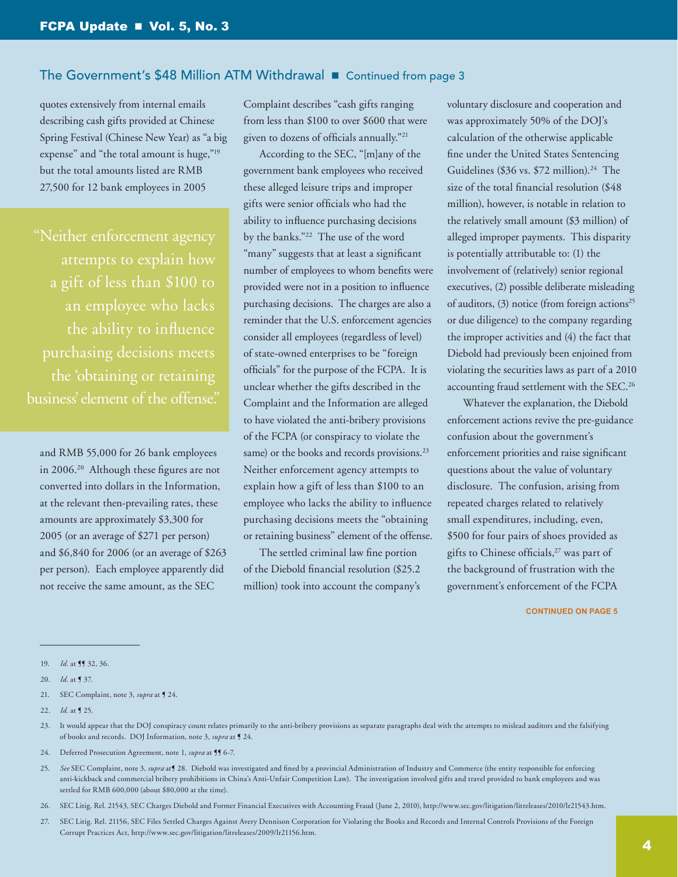## The Government's $48 Million ATM Withdrawal ■ Continued from page 3

quotes extensively from internal emails describing cash gifts provided at Chinese Spring Festival (Chinese New Year) as "a big expense" and "the total amount is huge,"[19] but the total amounts listed are RMB 27,500 for 12 bank employees in 2005 and RMB 55,000 for 26 bank employees in 2006.[20] Although these figures are not converted into dollars in the Information, at the relevant then-prevailing rates, these amounts are approximately $3,300 for 2005 (or an average of $271 per person) and $6,840 for 2006 (or an average of $263 per person). Each employee apparently did not receive the same amount, as the SEC Complaint describes "cash gifts ranging from less than $100 to over $600 that were given to dozens of officials annually."[21]

> "Neither enforcement agency attempts to explain how a gift of less than $100 to an employee who lacks the ability to influence purchasing decisions meets the 'obtaining or retaining business' element of the offense."

According to the SEC, "[m]any of the government bank employees who received these alleged leisure trips and improper gifts were senior officials who had the ability to influence purchasing decisions by the banks."[22] The use of the word "many" suggests that at least a significant number of employees to whom benefits were provided were not in a position to influence purchasing decisions. The charges are also a reminder that the U.S. enforcement agencies consider all employees (regardless of level) of state-owned enterprises to be "foreign officials" for the purpose of the FCPA. It is unclear whether the gifts described in the Complaint and the Information are alleged to have violated the anti-bribery provisions of the FCPA (or conspiracy to violate the same) or the books and records provisions.[23] Neither enforcement agency attempts to explain how a gift of less than $100 to an employee who lacks the ability to influence purchasing decisions meets the "obtaining or retaining business" element of the offense.

The settled criminal law fine portion of the Diebold financial resolution ($25.2 million) took into account the company's voluntary disclosure and cooperation and was approximately 50% of the DOJ's calculation of the otherwise applicable fine under the United States Sentencing Guidelines ($36 vs. $72 million).[24] The size of the total financial resolution ($48 million), however, is notable in relation to the relatively small amount ($3 million) of alleged improper payments. This disparity is potentially attributable to: (1) the involvement of (relatively) senior regional executives, (2) possible deliberate misleading of auditors, (3) notice (from foreign actions[25] or due diligence) to the company regarding the improper activities and (4) the fact that Diebold had previously been enjoined from violating the securities laws as part of a 2010 accounting fraud settlement with the SEC.[26]

Whatever the explanation, the Diebold enforcement actions revive the pre-guidance confusion about the government's enforcement priorities and raise significant questions about the value of voluntary disclosure. The confusion, arising from repeated charges related to relatively small expenditures, including, even, $500 for four pairs of shoes provided as gifts to Chinese officials,[27] was part of the background of frustration with the government's enforcement of the FCPA

**CONTINUED ON PAGE 5**

---

19. *Id.* at ¶¶ 32, 36.
20. *Id.* at ¶ 37.
21. SEC Complaint, note 3, *supra* at ¶ 24.
22. *Id.* at ¶ 25.
23. It would appear that the DOJ conspiracy count relates primarily to the anti-bribery provisions as separate paragraphs deal with the attempts to mislead auditors and the falsifying of books and records. DOJ Information, note 3, *supra* at ¶ 24.
24. Deferred Prosecution Agreement, note 1, *supra* at ¶¶ 6-7.
25. *See* SEC Complaint, note 3, *supra* at¶ 28. Diebold was investigated and fined by a provincial Administration of Industry and Commerce (the entity responsible for enforcing anti-kickback and commercial bribery prohibitions in China's Anti-Unfair Competition Law). The investigation involved gifts and travel provided to bank employees and was settled for RMB 600,000 (about $80,000 at the time).
26. SEC Litig. Rel. 21543, SEC Charges Diebold and Former Financial Executives with Accounting Fraud (June 2, 2010), http://www.sec.gov/litigation/litreleases/2010/lr21543.htm.
27. SEC Litig. Rel. 21156, SEC Files Settled Charges Against Avery Dennison Corporation for Violating the Books and Records and Internal Controls Provisions of the Foreign Corrupt Practices Act, http://www.sec.gov/litigation/litreleases/2009/lr21156.htm.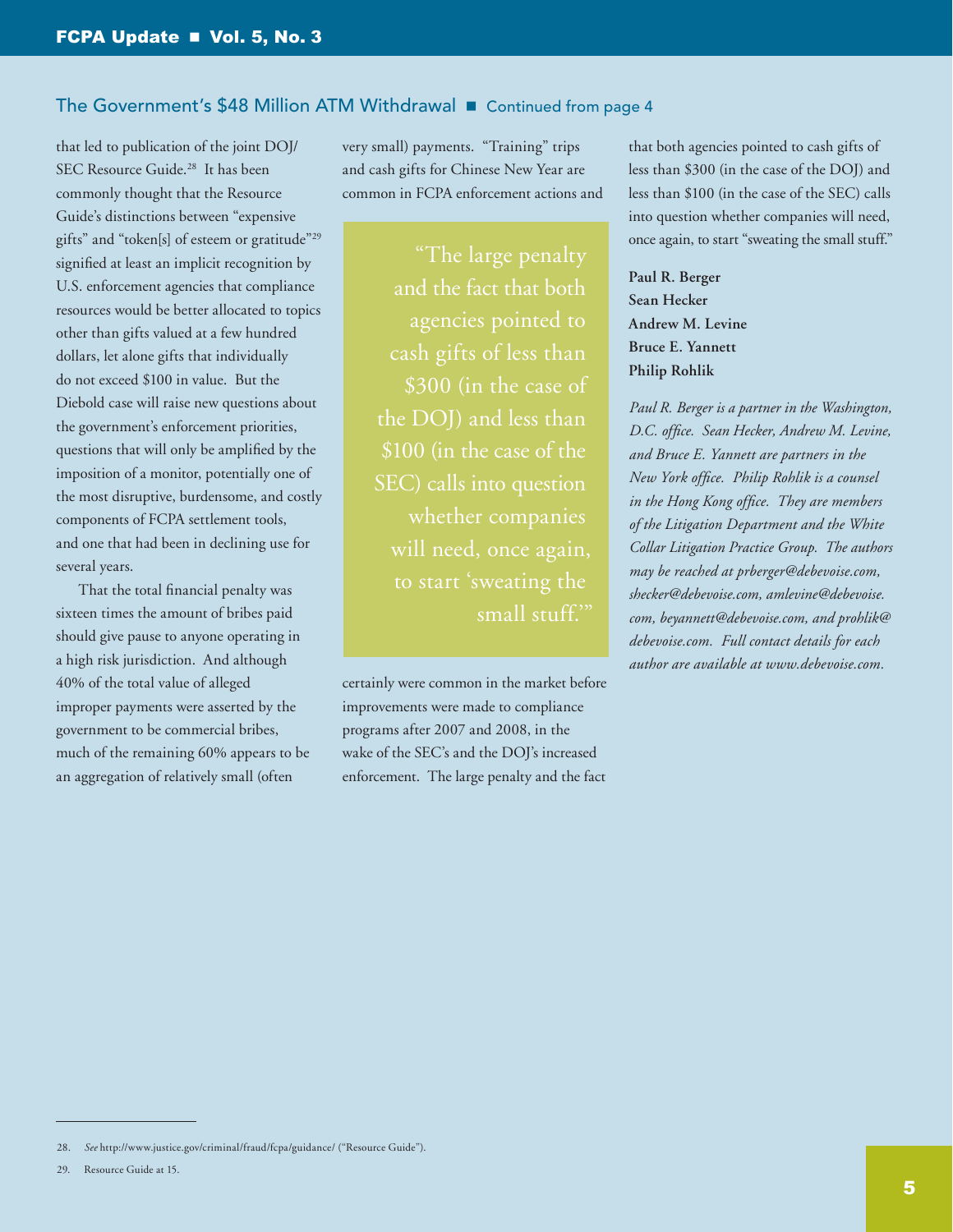## The Government's $48 Million ATM Withdrawal ■ Continued from page 4

that led to publication of the joint DOJ/SEC Resource Guide.[28] It has been commonly thought that the Resource Guide's distinctions between "expensive gifts" and "token[s] of esteem or gratitude"[29] signified at least an implicit recognition by U.S. enforcement agencies that compliance resources would be better allocated to topics other than gifts valued at a few hundred dollars, let alone gifts that individually do not exceed $100 in value. But the Diebold case will raise new questions about the government's enforcement priorities, questions that will only be amplified by the imposition of a monitor, potentially one of the most disruptive, burdensome, and costly components of FCPA settlement tools, and one that had been in declining use for several years.

That the total financial penalty was sixteen times the amount of bribes paid should give pause to anyone operating in a high risk jurisdiction. And although 40% of the total value of alleged improper payments were asserted by the government to be commercial bribes, much of the remaining 60% appears to be an aggregation of relatively small (often very small) payments. "Training" trips and cash gifts for Chinese New Year are common in FCPA enforcement actions and certainly were common in the market before improvements were made to compliance programs after 2007 and 2008, in the wake of the SEC's and the DOJ's increased enforcement. The large penalty and the fact that both agencies pointed to cash gifts of less than $300 (in the case of the DOJ) and less than $100 (in the case of the SEC) calls into question whether companies will need, once again, to start "sweating the small stuff."

> "The large penalty and the fact that both agencies pointed to cash gifts of less than $300 (in the case of the DOJ) and less than $100 (in the case of the SEC) calls into question whether companies will need, once again, to start 'sweating the small stuff.'"

**Paul R. Berger**
**Sean Hecker**
**Andrew M. Levine**
**Bruce E. Yannett**
**Philip Rohlik**

*Paul R. Berger is a partner in the Washington, D.C. office. Sean Hecker, Andrew M. Levine, and Bruce E. Yannett are partners in the New York office. Philip Rohlik is a counsel in the Hong Kong office. They are members of the Litigation Department and the White Collar Litigation Practice Group. The authors may be reached at prberger@debevoise.com, shecker@debevoise.com, amlevine@debevoise.com, beyannett@debevoise.com, and prohlik@debevoise.com. Full contact details for each author are available at www.debevoise.com.*

---

28. *See* http://www.justice.gov/criminal/fraud/fcpa/guidance/ ("Resource Guide").

29. Resource Guide at 15.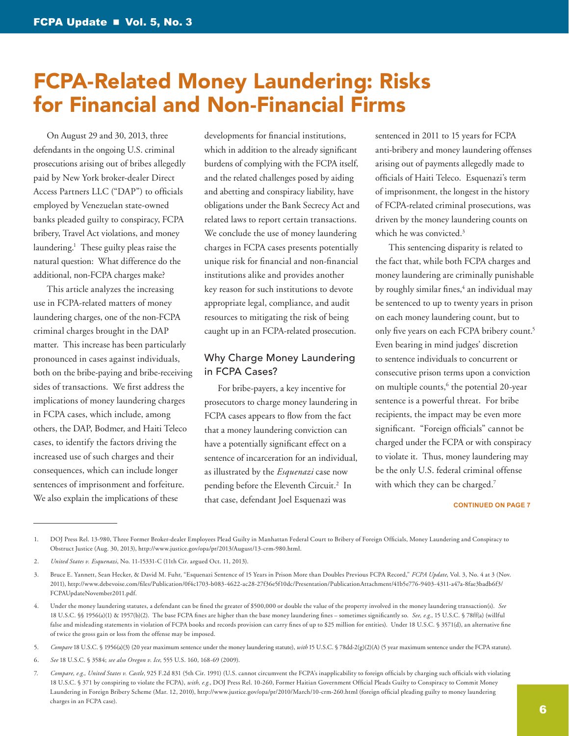# FCPA-Related Money Laundering: Risks for Financial and Non-Financial Firms

On August 29 and 30, 2013, three defendants in the ongoing U.S. criminal prosecutions arising out of bribes allegedly paid by New York broker-dealer Direct Access Partners LLC ("DAP") to officials employed by Venezuelan state-owned banks pleaded guilty to conspiracy, FCPA bribery, Travel Act violations, and money laundering.[1] These guilty pleas raise the natural question: What difference do the additional, non-FCPA charges make?

This article analyzes the increasing use in FCPA-related matters of money laundering charges, one of the non-FCPA criminal charges brought in the DAP matter. This increase has been particularly pronounced in cases against individuals, both on the bribe-paying and bribe-receiving sides of transactions. We first address the implications of money laundering charges in FCPA cases, which include, among others, the DAP, Bodmer, and Haiti Teleco cases, to identify the factors driving the increased use of such charges and their consequences, which can include longer sentences of imprisonment and forfeiture. We also explain the implications of these developments for financial institutions, which in addition to the already significant burdens of complying with the FCPA itself, and the related challenges posed by aiding and abetting and conspiracy liability, have obligations under the Bank Secrecy Act and related laws to report certain transactions. We conclude the use of money laundering charges in FCPA cases presents potentially unique risk for financial and non-financial institutions alike and provides another key reason for such institutions to devote appropriate legal, compliance, and audit resources to mitigating the risk of being caught up in an FCPA-related prosecution.

## Why Charge Money Laundering in FCPA Cases?

For bribe-payers, a key incentive for prosecutors to charge money laundering in FCPA cases appears to flow from the fact that a money laundering conviction can have a potentially significant effect on a sentence of incarceration for an individual, as illustrated by the *Esquenazi* case now pending before the Eleventh Circuit.[2] In that case, defendant Joel Esquenazi was sentenced in 2011 to 15 years for FCPA anti-bribery and money laundering offenses arising out of payments allegedly made to officials of Haiti Teleco. Esquenazi's term of imprisonment, the longest in the history of FCPA-related criminal prosecutions, was driven by the money laundering counts on which he was convicted.[3]

This sentencing disparity is related to the fact that, while both FCPA charges and money laundering are criminally punishable by roughly similar fines,[4] an individual may be sentenced to up to twenty years in prison on each money laundering count, but to only five years on each FCPA bribery count.[5] Even bearing in mind judges' discretion to sentence individuals to concurrent or consecutive prison terms upon a conviction on multiple counts,[6] the potential 20-year sentence is a powerful threat. For bribe recipients, the impact may be even more significant. "Foreign officials" cannot be charged under the FCPA or with conspiracy to violate it. Thus, money laundering may be the only U.S. federal criminal offense with which they can be charged.[7]

**CONTINUED ON PAGE 7**

---

1. DOJ Press Rel. 13-980, Three Former Broker-dealer Employees Plead Guilty in Manhattan Federal Court to Bribery of Foreign Officials, Money Laundering and Conspiracy to Obstruct Justice (Aug. 30, 2013), http://www.justice.gov/opa/pr/2013/August/13-crm-980.html.

2. *United States v. Esquenazi*, No. 11-15331-C (11th Cir. argued Oct. 11, 2013).

3. Bruce E. Yannett, Sean Hecker, & David M. Fuhr, "Esquenazi Sentence of 15 Years in Prison More than Doubles Previous FCPA Record," *FCPA Update*, Vol. 3, No. 4 at 3 (Nov. 2011), http://www.debevoise.com/files/Publication/0f4c1703-b083-4622-ac28-27f36e5f10dc/Presentation/PublicationAttachment/41b5e776-9403-4311-a47a-8fae3badb6f3/FCPAUpdateNovember2011.pdf.

4. Under the money laundering statutes, a defendant can be fined the greater of $500,000 or double the value of the property involved in the money laundering transaction(s). *See* 18 U.S.C. §§ 1956(a)(1) & 1957(b)(2). The base FCPA fines are higher than the base money laundering fines – sometimes significantly so. *See, e.g.*, 15 U.S.C. § 78ff(a) (willful false and misleading statements in violation of FCPA books and records provision can carry fines of up to $25 million for entities). Under 18 U.S.C. § 3571(d), an alternative fine of twice the gross gain or loss from the offense may be imposed.

5. *Compare* 18 U.S.C. § 1956(a)(3) (20 year maximum sentence under the money laundering statute), *with* 15 U.S.C. § 78dd-2(g)(2)(A) (5 year maximum sentence under the FCPA statute).

6. *See* 18 U.S.C. § 3584; *see also Oregon v. Ice*, 555 U.S. 160, 168-69 (2009).

7. *Compare, e.g., United States v. Castle*, 925 F.2d 831 (5th Cir. 1991) (U.S. cannot circumvent the FCPA's inapplicability to foreign officials by charging such officials with violating 18 U.S.C. § 371 by conspiring to violate the FCPA), *with, e.g.*, DOJ Press Rel. 10-260, Former Haitian Government Official Pleads Guilty to Conspiracy to Commit Money Laundering in Foreign Bribery Scheme (Mar. 12, 2010), http://www.justice.gov/opa/pr/2010/March/10-crm-260.html (foreign official pleading guilty to money laundering charges in an FCPA case).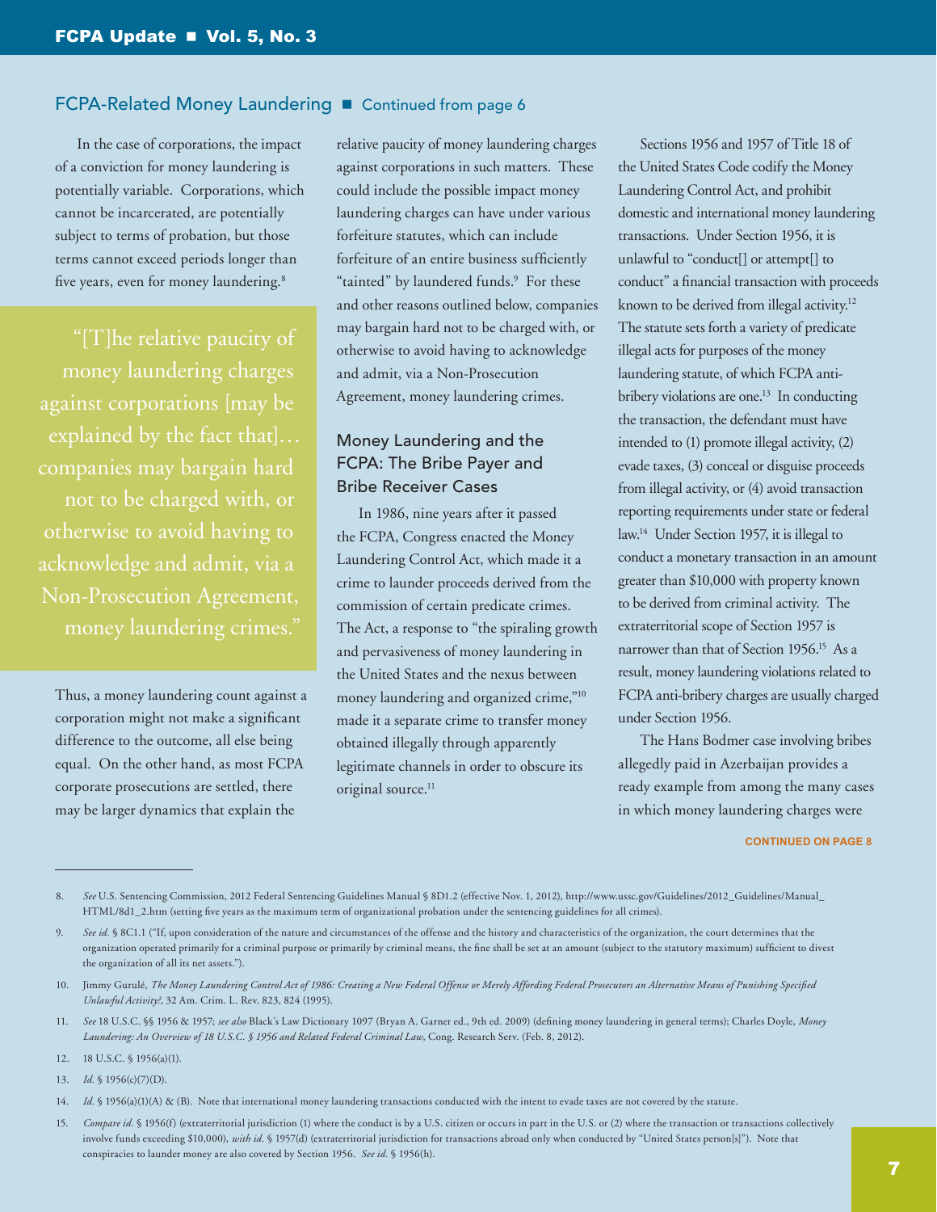## FCPA-Related Money Laundering ■ Continued from page 6

In the case of corporations, the impact of a conviction for money laundering is potentially variable. Corporations, which cannot be incarcerated, are potentially subject to terms of probation, but those terms cannot exceed periods longer than five years, even for money laundering.[8]

> "[T]he relative paucity of money laundering charges against corporations [may be explained by the fact that]… companies may bargain hard not to be charged with, or otherwise to avoid having to acknowledge and admit, via a Non-Prosecution Agreement, money laundering crimes."

Thus, a money laundering count against a corporation might not make a significant difference to the outcome, all else being equal. On the other hand, as most FCPA corporate prosecutions are settled, there may be larger dynamics that explain the relative paucity of money laundering charges against corporations in such matters. These could include the possible impact money laundering charges can have under various forfeiture statutes, which can include forfeiture of an entire business sufficiently "tainted" by laundered funds.[9] For these and other reasons outlined below, companies may bargain hard not to be charged with, or otherwise to avoid having to acknowledge and admit, via a Non-Prosecution Agreement, money laundering crimes.

### Money Laundering and the FCPA: The Bribe Payer and Bribe Receiver Cases

In 1986, nine years after it passed the FCPA, Congress enacted the Money Laundering Control Act, which made it a crime to launder proceeds derived from the commission of certain predicate crimes. The Act, a response to "the spiraling growth and pervasiveness of money laundering in the United States and the nexus between money laundering and organized crime,"[10] made it a separate crime to transfer money obtained illegally through apparently legitimate channels in order to obscure its original source.[11]

Sections 1956 and 1957 of Title 18 of the United States Code codify the Money Laundering Control Act, and prohibit domestic and international money laundering transactions. Under Section 1956, it is unlawful to "conduct[] or attempt[] to conduct" a financial transaction with proceeds known to be derived from illegal activity.[12] The statute sets forth a variety of predicate illegal acts for purposes of the money laundering statute, of which FCPA anti-bribery violations are one.[13] In conducting the transaction, the defendant must have intended to (1) promote illegal activity, (2) evade taxes, (3) conceal or disguise proceeds from illegal activity, or (4) avoid transaction reporting requirements under state or federal law.[14] Under Section 1957, it is illegal to conduct a monetary transaction in an amount greater than $10,000 with property known to be derived from criminal activity. The extraterritorial scope of Section 1957 is narrower than that of Section 1956.[15] As a result, money laundering violations related to FCPA anti-bribery charges are usually charged under Section 1956.

The Hans Bodmer case involving bribes allegedly paid in Azerbaijan provides a ready example from among the many cases in which money laundering charges were

CONTINUED ON PAGE 8

---

8. *See* U.S. Sentencing Commission, 2012 Federal Sentencing Guidelines Manual § 8D1.2 (effective Nov. 1, 2012), http://www.ussc.gov/Guidelines/2012_Guidelines/Manual_HTML/8d1_2.htm (setting five years as the maximum term of organizational probation under the sentencing guidelines for all crimes).

9. *See id*. § 8C1.1 ("If, upon consideration of the nature and circumstances of the offense and the history and characteristics of the organization, the court determines that the organization operated primarily for a criminal purpose or primarily by criminal means, the fine shall be set at an amount (subject to the statutory maximum) sufficient to divest the organization of all its net assets.").

10. Jimmy Gurulé, *The Money Laundering Control Act of 1986: Creating a New Federal Offense or Merely Affording Federal Prosecutors an Alternative Means of Punishing Specified Unlawful Activity?*, 32 Am. Crim. L. Rev. 823, 824 (1995).

11. *See* 18 U.S.C. §§ 1956 & 1957; *see also* Black's Law Dictionary 1097 (Bryan A. Garner ed., 9th ed. 2009) (defining money laundering in general terms); Charles Doyle, *Money Laundering: An Overview of 18 U.S.C. § 1956 and Related Federal Criminal Law*, Cong. Research Serv. (Feb. 8, 2012).

12. 18 U.S.C. § 1956(a)(1).

13. *Id*. § 1956(c)(7)(D).

14. *Id*. § 1956(a)(1)(A) & (B). Note that international money laundering transactions conducted with the intent to evade taxes are not covered by the statute.

15. *Compare id*. § 1956(f) (extraterritorial jurisdiction (1) where the conduct is by a U.S. citizen or occurs in part in the U.S. or (2) where the transaction or transactions collectively involve funds exceeding $10,000), *with id*. § 1957(d) (extraterritorial jurisdiction for transactions abroad only when conducted by "United States person[s]"). Note that conspiracies to launder money are also covered by Section 1956. *See id*. § 1956(h).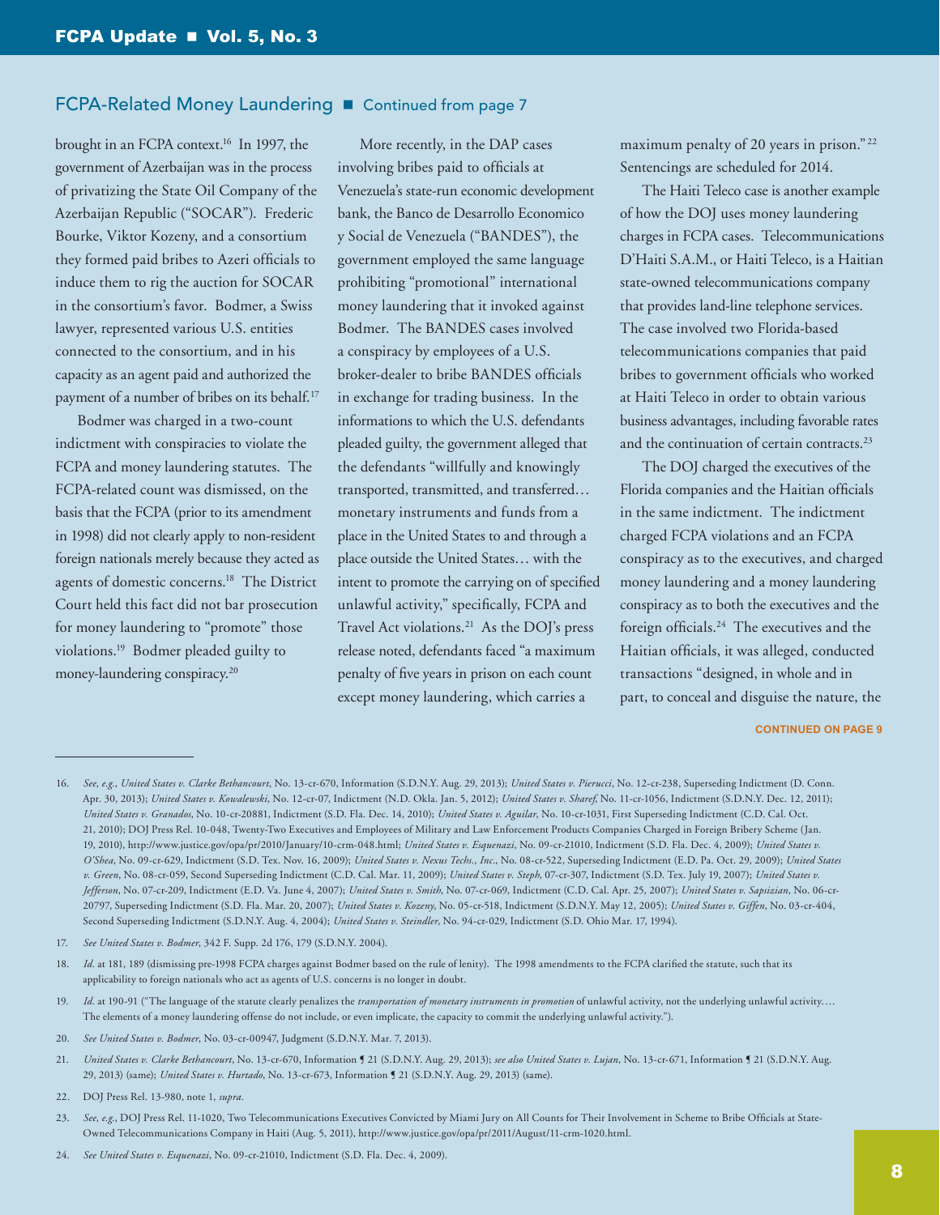## FCPA-Related Money Laundering ■ Continued from page 7

brought in an FCPA context.[16] In 1997, the government of Azerbaijan was in the process of privatizing the State Oil Company of the Azerbaijan Republic ("SOCAR"). Frederic Bourke, Viktor Kozeny, and a consortium they formed paid bribes to Azeri officials to induce them to rig the auction for SOCAR in the consortium's favor. Bodmer, a Swiss lawyer, represented various U.S. entities connected to the consortium, and in his capacity as an agent paid and authorized the payment of a number of bribes on its behalf.[17]

Bodmer was charged in a two-count indictment with conspiracies to violate the FCPA and money laundering statutes. The FCPA-related count was dismissed, on the basis that the FCPA (prior to its amendment in 1998) did not clearly apply to non-resident foreign nationals merely because they acted as agents of domestic concerns.[18] The District Court held this fact did not bar prosecution for money laundering to "promote" those violations.[19] Bodmer pleaded guilty to money-laundering conspiracy.[20]

More recently, in the DAP cases involving bribes paid to officials at Venezuela's state-run economic development bank, the Banco de Desarrollo Economico y Social de Venezuela ("BANDES"), the government employed the same language prohibiting "promotional" international money laundering that it invoked against Bodmer. The BANDES cases involved a conspiracy by employees of a U.S. broker-dealer to bribe BANDES officials in exchange for trading business. In the informations to which the U.S. defendants pleaded guilty, the government alleged that the defendants "willfully and knowingly transported, transmitted, and transferred… monetary instruments and funds from a place in the United States to and through a place outside the United States… with the intent to promote the carrying on of specified unlawful activity," specifically, FCPA and Travel Act violations.[21] As the DOJ's press release noted, defendants faced "a maximum penalty of five years in prison on each count except money laundering, which carries a maximum penalty of 20 years in prison."[22] Sentencings are scheduled for 2014.

The Haiti Teleco case is another example of how the DOJ uses money laundering charges in FCPA cases. Telecommunications D'Haiti S.A.M., or Haiti Teleco, is a Haitian state-owned telecommunications company that provides land-line telephone services. The case involved two Florida-based telecommunications companies that paid bribes to government officials who worked at Haiti Teleco in order to obtain various business advantages, including favorable rates and the continuation of certain contracts.[23]

The DOJ charged the executives of the Florida companies and the Haitian officials in the same indictment. The indictment charged FCPA violations and an FCPA conspiracy as to the executives, and charged money laundering and a money laundering conspiracy as to both the executives and the foreign officials.[24] The executives and the Haitian officials, it was alleged, conducted transactions "designed, in whole and in part, to conceal and disguise the nature, the

**CONTINUED ON PAGE 9**

---

16. *See, e.g., United States v. Clarke Bethancourt*, No. 13-cr-670, Information (S.D.N.Y. Aug. 29, 2013); *United States v. Pierucci*, No. 12-cr-238, Superseding Indictment (D. Conn. Apr. 30, 2013); *United States v. Kowalewski*, No. 12-cr-07, Indictment (N.D. Okla. Jan. 5, 2012); *United States v. Sharef*, No. 11-cr-1056, Indictment (S.D.N.Y. Dec. 12, 2011); *United States v. Granados*, No. 10-cr-20881, Indictment (S.D. Fla. Dec. 14, 2010); *United States v. Aguilar*, No. 10-cr-1031, First Superseding Indictment (C.D. Cal. Oct. 21, 2010); DOJ Press Rel. 10-048, Twenty-Two Executives and Employees of Military and Law Enforcement Products Companies Charged in Foreign Bribery Scheme (Jan. 19, 2010), http://www.justice.gov/opa/pr/2010/January/10-crm-048.html; *United States v. Esquenazi*, No. 09-cr-21010, Indictment (S.D. Fla. Dec. 4, 2009); *United States v. O'Shea*, No. 09-cr-629, Indictment (S.D. Tex. Nov. 16, 2009); *United States v. Nexus Techs., Inc.*, No. 08-cr-522, Superseding Indictment (E.D. Pa. Oct. 29, 2009); *United States v. Green*, No. 08-cr-059, Second Superseding Indictment (C.D. Cal. Mar. 11, 2009); *United States v. Steph*, 07-cr-307, Indictment (S.D. Tex. July 19, 2007); *United States v. Jefferson*, No. 07-cr-209, Indictment (E.D. Va. June 4, 2007); *United States v. Smith*, No. 07-cr-069, Indictment (C.D. Cal. Apr. 25, 2007); *United States v. Sapsizian*, No. 06-cr-20797, Superseding Indictment (S.D. Fla. Mar. 20, 2007); *United States v. Kozeny*, No. 05-cr-518, Indictment (S.D.N.Y. May 12, 2005); *United States v. Giffen*, No. 03-cr-404, Second Superseding Indictment (S.D.N.Y. Aug. 4, 2004); *United States v. Steindler*, No. 94-cr-029, Indictment (S.D. Ohio Mar. 17, 1994).

17. *See United States v. Bodmer*, 342 F. Supp. 2d 176, 179 (S.D.N.Y. 2004).

18. *Id.* at 181, 189 (dismissing pre-1998 FCPA charges against Bodmer based on the rule of lenity). The 1998 amendments to the FCPA clarified the statute, such that its applicability to foreign nationals who act as agents of U.S. concerns is no longer in doubt.

19. *Id.* at 190-91 ("The language of the statute clearly penalizes the *transportation of monetary instruments in promotion* of unlawful activity, not the underlying unlawful activity.… The elements of a money laundering offense do not include, or even implicate, the capacity to commit the underlying unlawful activity.").

20. *See United States v. Bodmer*, No. 03-cr-00947, Judgment (S.D.N.Y. Mar. 7, 2013).

21. *United States v. Clarke Bethancourt*, No. 13-cr-670, Information ¶ 21 (S.D.N.Y. Aug. 29, 2013); *see also United States v. Lujan*, No. 13-cr-671, Information ¶ 21 (S.D.N.Y. Aug. 29, 2013) (same); *United States v. Hurtado*, No. 13-cr-673, Information ¶ 21 (S.D.N.Y. Aug. 29, 2013) (same).

22. DOJ Press Rel. 13-980, note 1, *supra*.

23. *See, e.g.*, DOJ Press Rel. 11-1020, Two Telecommunications Executives Convicted by Miami Jury on All Counts for Their Involvement in Scheme to Bribe Officials at State-Owned Telecommunications Company in Haiti (Aug. 5, 2011), http://www.justice.gov/opa/pr/2011/August/11-crm-1020.html.

24. *See United States v. Esquenazi*, No. 09-cr-21010, Indictment (S.D. Fla. Dec. 4, 2009).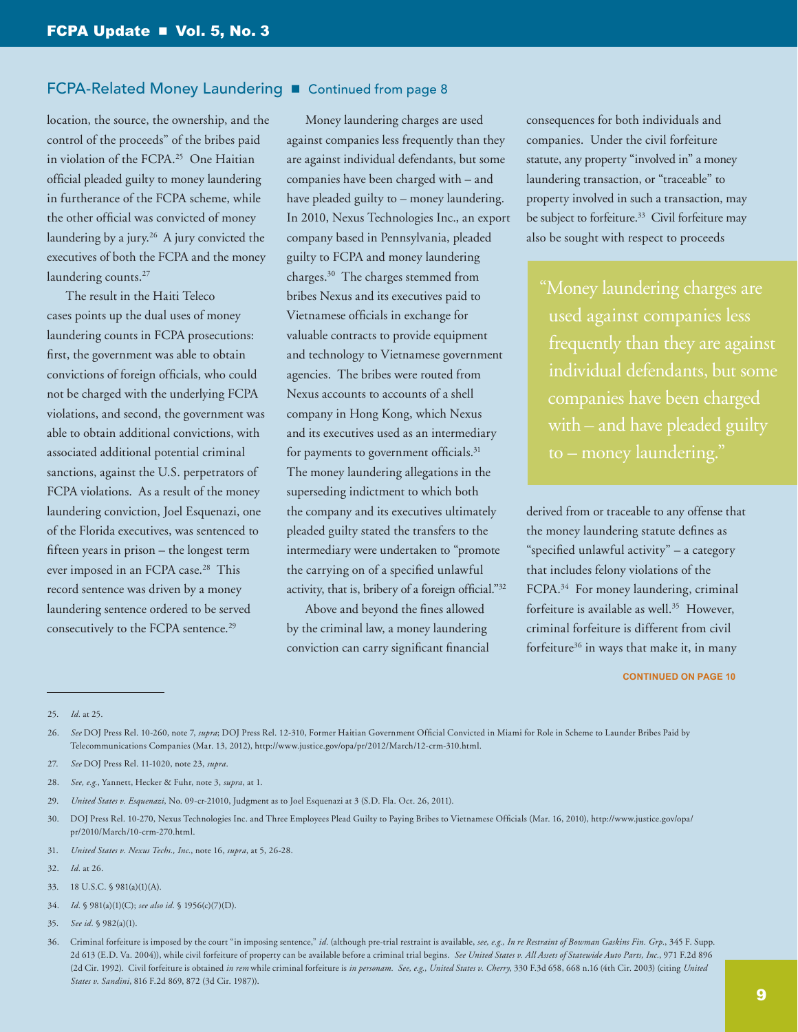## FCPA-Related Money Laundering ■ Continued from page 8

location, the source, the ownership, and the control of the proceeds" of the bribes paid in violation of the FCPA.[25] One Haitian official pleaded guilty to money laundering in furtherance of the FCPA scheme, while the other official was convicted of money laundering by a jury.[26] A jury convicted the executives of both the FCPA and the money laundering counts.[27]

The result in the Haiti Teleco cases points up the dual uses of money laundering counts in FCPA prosecutions: first, the government was able to obtain convictions of foreign officials, who could not be charged with the underlying FCPA violations, and second, the government was able to obtain additional convictions, with associated additional potential criminal sanctions, against the U.S. perpetrators of FCPA violations. As a result of the money laundering conviction, Joel Esquenazi, one of the Florida executives, was sentenced to fifteen years in prison – the longest term ever imposed in an FCPA case.[28] This record sentence was driven by a money laundering sentence ordered to be served consecutively to the FCPA sentence.[29]

Money laundering charges are used against companies less frequently than they are against individual defendants, but some companies have been charged with – and have pleaded guilty to – money laundering. In 2010, Nexus Technologies Inc., an export company based in Pennsylvania, pleaded guilty to FCPA and money laundering charges.[30] The charges stemmed from bribes Nexus and its executives paid to Vietnamese officials in exchange for valuable contracts to provide equipment and technology to Vietnamese government agencies. The bribes were routed from Nexus accounts to accounts of a shell company in Hong Kong, which Nexus and its executives used as an intermediary for payments to government officials.[31] The money laundering allegations in the superseding indictment to which both the company and its executives ultimately pleaded guilty stated the transfers to the intermediary were undertaken to "promote the carrying on of a specified unlawful activity, that is, bribery of a foreign official."[32]

Above and beyond the fines allowed by the criminal law, a money laundering conviction can carry significant financial consequences for both individuals and companies. Under the civil forfeiture statute, any property "involved in" a money laundering transaction, or "traceable" to property involved in such a transaction, may be subject to forfeiture.[33] Civil forfeiture may also be sought with respect to proceeds derived from or traceable to any offense that the money laundering statute defines as "specified unlawful activity" – a category that includes felony violations of the FCPA.[34] For money laundering, criminal forfeiture is available as well.[35] However, criminal forfeiture is different from civil forfeiture[36] in ways that make it, in many

> "Money laundering charges are used against companies less frequently than they are against individual defendants, but some companies have been charged with – and have pleaded guilty to – money laundering."

CONTINUED ON PAGE 10

---

25. *Id.* at 25.

26. *See* DOJ Press Rel. 10-260, note 7, *supra*; DOJ Press Rel. 12-310, Former Haitian Government Official Convicted in Miami for Role in Scheme to Launder Bribes Paid by Telecommunications Companies (Mar. 13, 2012), http://www.justice.gov/opa/pr/2012/March/12-crm-310.html.

27. *See* DOJ Press Rel. 11-1020, note 23, *supra*.

28. *See, e.g.*, Yannett, Hecker & Fuhr, note 3, *supra*, at 1.

29. *United States v. Esquenazi*, No. 09-cr-21010, Judgment as to Joel Esquenazi at 3 (S.D. Fla. Oct. 26, 2011).

30. DOJ Press Rel. 10-270, Nexus Technologies Inc. and Three Employees Plead Guilty to Paying Bribes to Vietnamese Officials (Mar. 16, 2010), http://www.justice.gov/opa/pr/2010/March/10-crm-270.html.

31. *United States v. Nexus Techs., Inc.*, note 16, *supra*, at 5, 26-28.

32. *Id.* at 26.

33. 18 U.S.C. § 981(a)(1)(A).

34. *Id.* § 981(a)(1)(C); *see also id.* § 1956(c)(7)(D).

35. *See id.* § 982(a)(1).

36. Criminal forfeiture is imposed by the court "in imposing sentence," *id.* (although pre-trial restraint is available, *see, e.g., In re Restraint of Bowman Gaskins Fin. Grp.*, 345 F. Supp. 2d 613 (E.D. Va. 2004)), while civil forfeiture of property can be available before a criminal trial begins. *See United States v. All Assets of Statewide Auto Parts, Inc.*, 971 F.2d 896 (2d Cir. 1992). Civil forfeiture is obtained *in rem* while criminal forfeiture is *in personam*. *See, e.g., United States v. Cherry*, 330 F.3d 658, 668 n.16 (4th Cir. 2003) (citing *United States v. Sandini*, 816 F.2d 869, 872 (3d Cir. 1987)).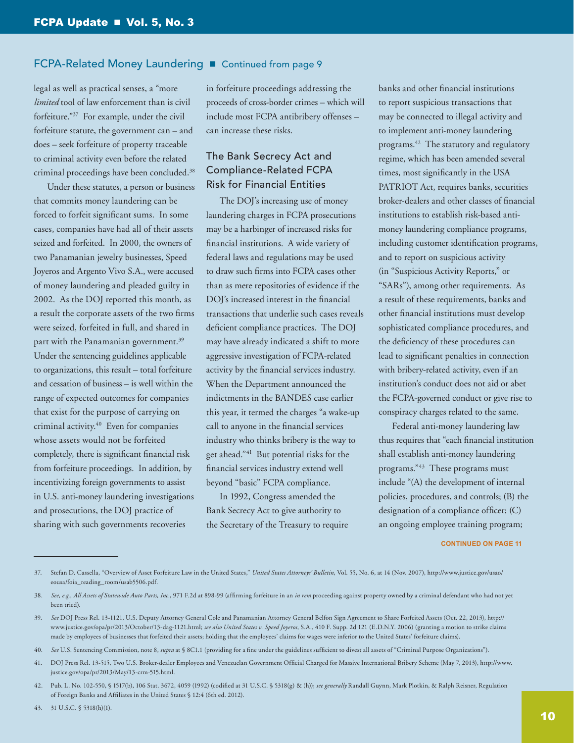legal as well as practical senses, a "more *limited* tool of law enforcement than is civil forfeiture."[37] For example, under the civil forfeiture statute, the government can – and does – seek forfeiture of property traceable to criminal activity even before the related criminal proceedings have been concluded.[38]

Under these statutes, a person or business that commits money laundering can be forced to forfeit significant sums. In some cases, companies have had all of their assets seized and forfeited. In 2000, the owners of two Panamanian jewelry businesses, Speed Joyeros and Argento Vivo S.A., were accused of money laundering and pleaded guilty in 2002. As the DOJ reported this month, as a result the corporate assets of the two firms were seized, forfeited in full, and shared in part with the Panamanian government.[39] Under the sentencing guidelines applicable to organizations, this result – total forfeiture and cessation of business – is well within the range of expected outcomes for companies that exist for the purpose of carrying on criminal activity.[40] Even for companies whose assets would not be forfeited completely, there is significant financial risk from forfeiture proceedings. In addition, by incentivizing foreign governments to assist in U.S. anti-money laundering investigations and prosecutions, the DOJ practice of sharing with such governments recoveries in forfeiture proceedings addressing the proceeds of cross-border crimes – which will include most FCPA antibribery offenses – can increase these risks.

## The Bank Secrecy Act and Compliance-Related FCPA Risk for Financial Entities

The DOJ's increasing use of money laundering charges in FCPA prosecutions may be a harbinger of increased risks for financial institutions. A wide variety of federal laws and regulations may be used to draw such firms into FCPA cases other than as mere repositories of evidence if the DOJ's increased interest in the financial transactions that underlie such cases reveals deficient compliance practices. The DOJ may have already indicated a shift to more aggressive investigation of FCPA-related activity by the financial services industry. When the Department announced the indictments in the BANDES case earlier this year, it termed the charges "a wake-up call to anyone in the financial services industry who thinks bribery is the way to get ahead."[41] But potential risks for the financial services industry extend well beyond "basic" FCPA compliance.

In 1992, Congress amended the Bank Secrecy Act to give authority to the Secretary of the Treasury to require banks and other financial institutions to report suspicious transactions that may be connected to illegal activity and to implement anti-money laundering programs.[42] The statutory and regulatory regime, which has been amended several times, most significantly in the USA PATRIOT Act, requires banks, securities broker-dealers and other classes of financial institutions to establish risk-based anti-money laundering compliance programs, including customer identification programs, and to report on suspicious activity (in "Suspicious Activity Reports," or "SARs"), among other requirements. As a result of these requirements, banks and other financial institutions must develop sophisticated compliance procedures, and the deficiency of these procedures can lead to significant penalties in connection with bribery-related activity, even if an institution's conduct does not aid or abet the FCPA-governed conduct or give rise to conspiracy charges related to the same.

Federal anti-money laundering law thus requires that "each financial institution shall establish anti-money laundering programs."[43] These programs must include "(A) the development of internal policies, procedures, and controls; (B) the designation of a compliance officer; (C) an ongoing employee training program;

CONTINUED ON PAGE 11

---

37. Stefan D. Cassella, "Overview of Asset Forfeiture Law in the United States," *United States Attorneys' Bulletin*, Vol. 55, No. 6, at 14 (Nov. 2007), http://www.justice.gov/usao/eousa/foia_reading_room/usab5506.pdf.

38. *See, e.g., All Assets of Statewide Auto Parts, Inc.*, 971 F.2d at 898-99 (affirming forfeiture in an *in rem* proceeding against property owned by a criminal defendant who had not yet been tried).

39. *See* DOJ Press Rel. 13-1121, U.S. Deputy Attorney General Cole and Panamanian Attorney General Belfon Sign Agreement to Share Forfeited Assets (Oct. 22, 2013), http://www.justice.gov/opa/pr/2013/October/13-dag-1121.html; *see also United States v. Speed Joyeros*, S.A., 410 F. Supp. 2d 121 (E.D.N.Y. 2006) (granting a motion to strike claims made by employees of businesses that forfeited their assets; holding that the employees' claims for wages were inferior to the United States' forfeiture claims).

40. *See* U.S. Sentencing Commission, note 8, *supra* at § 8C1.1 (providing for a fine under the guidelines sufficient to divest all assets of "Criminal Purpose Organizations").

41. DOJ Press Rel. 13-515, Two U.S. Broker-dealer Employees and Venezuelan Government Official Charged for Massive International Bribery Scheme (May 7, 2013), http://www.justice.gov/opa/pr/2013/May/13-crm-515.html.

42. Pub. L. No. 102-550, § 1517(b), 106 Stat. 3672, 4059 (1992) (codified at 31 U.S.C. § 5318(g) & (h)); *see generally* Randall Guynn, Mark Plotkin, & Ralph Reisner, Regulation of Foreign Banks and Affiliates in the United States § 12:4 (6th ed. 2012).

43. 31 U.S.C. § 5318(h)(1).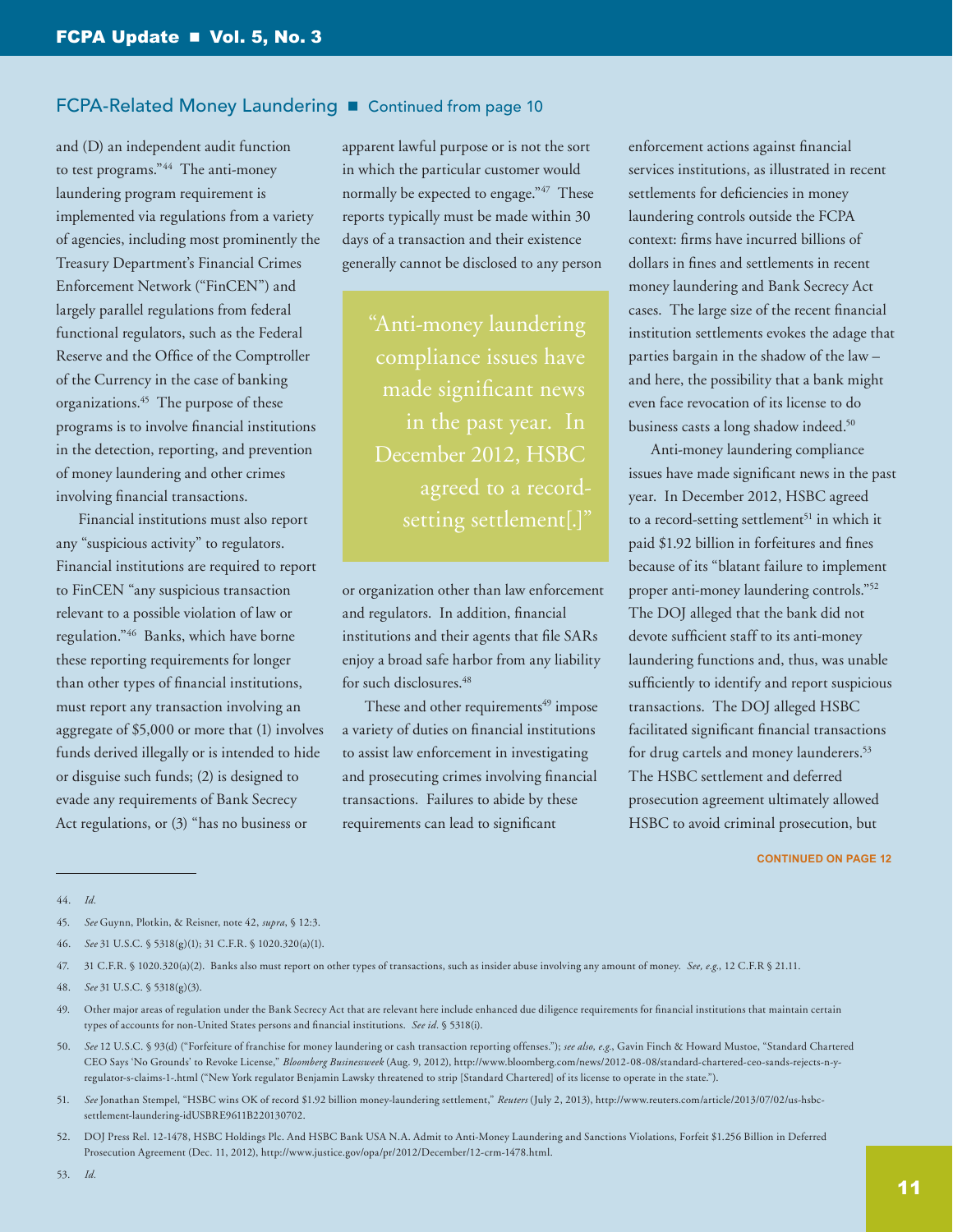and (D) an independent audit function to test programs."[44] The anti-money laundering program requirement is implemented via regulations from a variety of agencies, including most prominently the Treasury Department's Financial Crimes Enforcement Network ("FinCEN") and largely parallel regulations from federal functional regulators, such as the Federal Reserve and the Office of the Comptroller of the Currency in the case of banking organizations.[45] The purpose of these programs is to involve financial institutions in the detection, reporting, and prevention of money laundering and other crimes involving financial transactions.

Financial institutions must also report any "suspicious activity" to regulators. Financial institutions are required to report to FinCEN "any suspicious transaction relevant to a possible violation of law or regulation."[46] Banks, which have borne these reporting requirements for longer than other types of financial institutions, must report any transaction involving an aggregate of $5,000 or more that (1) involves funds derived illegally or is intended to hide or disguise such funds; (2) is designed to evade any requirements of Bank Secrecy Act regulations, or (3) "has no business or apparent lawful purpose or is not the sort in which the particular customer would normally be expected to engage."[47] These reports typically must be made within 30 days of a transaction and their existence generally cannot be disclosed to any person or organization other than law enforcement and regulators. In addition, financial institutions and their agents that file SARs enjoy a broad safe harbor from any liability for such disclosures.[48]

> "Anti-money laundering compliance issues have made significant news in the past year. In December 2012, HSBC agreed to a record-setting settlement[.]"

These and other requirements[49] impose a variety of duties on financial institutions to assist law enforcement in investigating and prosecuting crimes involving financial transactions. Failures to abide by these requirements can lead to significant enforcement actions against financial services institutions, as illustrated in recent settlements for deficiencies in money laundering controls outside the FCPA context: firms have incurred billions of dollars in fines and settlements in recent money laundering and Bank Secrecy Act cases. The large size of the recent financial institution settlements evokes the adage that parties bargain in the shadow of the law – and here, the possibility that a bank might even face revocation of its license to do business casts a long shadow indeed.[50]

Anti-money laundering compliance issues have made significant news in the past year. In December 2012, HSBC agreed to a record-setting settlement[51] in which it paid $1.92 billion in forfeitures and fines because of its "blatant failure to implement proper anti-money laundering controls."[52] The DOJ alleged that the bank did not devote sufficient staff to its anti-money laundering functions and, thus, was unable sufficiently to identify and report suspicious transactions. The DOJ alleged HSBC facilitated significant financial transactions for drug cartels and money launderers.[53] The HSBC settlement and deferred prosecution agreement ultimately allowed HSBC to avoid criminal prosecution, but

CONTINUED ON PAGE 12

---

44. *Id.*

45. *See* Guynn, Plotkin, & Reisner, note 42, *supra*, § 12:3.

46. *See* 31 U.S.C. § 5318(g)(1); 31 C.F.R. § 1020.320(a)(1).

47. 31 C.F.R. § 1020.320(a)(2). Banks also must report on other types of transactions, such as insider abuse involving any amount of money. *See, e.g.*, 12 C.F.R § 21.11.

48. *See* 31 U.S.C. § 5318(g)(3).

49. Other major areas of regulation under the Bank Secrecy Act that are relevant here include enhanced due diligence requirements for financial institutions that maintain certain types of accounts for non-United States persons and financial institutions. *See id*. § 5318(i).

50. *See* 12 U.S.C. § 93(d) ("Forfeiture of franchise for money laundering or cash transaction reporting offenses."); *see also, e.g.*, Gavin Finch & Howard Mustoe, "Standard Chartered CEO Says 'No Grounds' to Revoke License," *Bloomberg Businessweek* (Aug. 9, 2012), http://www.bloomberg.com/news/2012-08-08/standard-chartered-ceo-sands-rejects-n-y-regulator-s-claims-1-.html ("New York regulator Benjamin Lawsky threatened to strip [Standard Chartered] of its license to operate in the state.").

51. *See* Jonathan Stempel, "HSBC wins OK of record $1.92 billion money-laundering settlement," *Reuters* (July 2, 2013), http://www.reuters.com/article/2013/07/02/us-hsbc-settlement-laundering-idUSBRE9611B220130702.

52. DOJ Press Rel. 12-1478, HSBC Holdings Plc. And HSBC Bank USA N.A. Admit to Anti-Money Laundering and Sanctions Violations, Forfeit $1.256 Billion in Deferred Prosecution Agreement (Dec. 11, 2012), http://www.justice.gov/opa/pr/2012/December/12-crm-1478.html.

53. *Id.*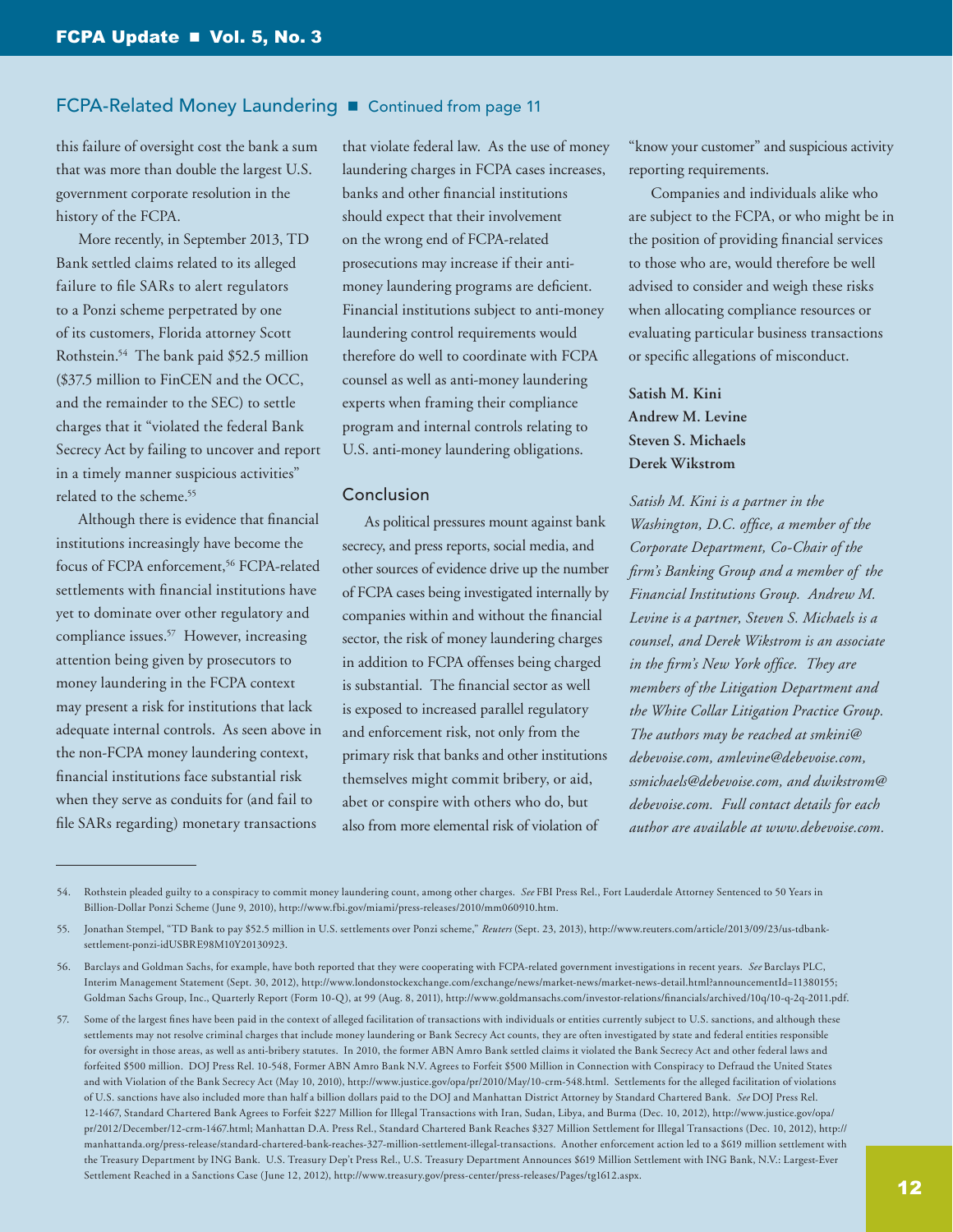## FCPA-Related Money Laundering ■ Continued from page 11

this failure of oversight cost the bank a sum that was more than double the largest U.S. government corporate resolution in the history of the FCPA.

More recently, in September 2013, TD Bank settled claims related to its alleged failure to file SARs to alert regulators to a Ponzi scheme perpetrated by one of its customers, Florida attorney Scott Rothstein.[54] The bank paid $52.5 million ($37.5 million to FinCEN and the OCC, and the remainder to the SEC) to settle charges that it "violated the federal Bank Secrecy Act by failing to uncover and report in a timely manner suspicious activities" related to the scheme.[55]

Although there is evidence that financial institutions increasingly have become the focus of FCPA enforcement,[56] FCPA-related settlements with financial institutions have yet to dominate over other regulatory and compliance issues.[57] However, increasing attention being given by prosecutors to money laundering in the FCPA context may present a risk for institutions that lack adequate internal controls. As seen above in the non-FCPA money laundering context, financial institutions face substantial risk when they serve as conduits for (and fail to file SARs regarding) monetary transactions that violate federal law. As the use of money laundering charges in FCPA cases increases, banks and other financial institutions should expect that their involvement on the wrong end of FCPA-related prosecutions may increase if their anti-money laundering programs are deficient. Financial institutions subject to anti-money laundering control requirements would therefore do well to coordinate with FCPA counsel as well as anti-money laundering experts when framing their compliance program and internal controls relating to U.S. anti-money laundering obligations.

### Conclusion

As political pressures mount against bank secrecy, and press reports, social media, and other sources of evidence drive up the number of FCPA cases being investigated internally by companies within and without the financial sector, the risk of money laundering charges in addition to FCPA offenses being charged is substantial. The financial sector as well is exposed to increased parallel regulatory and enforcement risk, not only from the primary risk that banks and other institutions themselves might commit bribery, or aid, abet or conspire with others who do, but also from more elemental risk of violation of "know your customer" and suspicious activity reporting requirements.

Companies and individuals alike who are subject to the FCPA, or who might be in the position of providing financial services to those who are, would therefore be well advised to consider and weigh these risks when allocating compliance resources or evaluating particular business transactions or specific allegations of misconduct.

**Satish M. Kini**
**Andrew M. Levine**
**Steven S. Michaels**
**Derek Wikstrom**

*Satish M. Kini is a partner in the Washington, D.C. office, a member of the Corporate Department, Co-Chair of the firm's Banking Group and a member of the Financial Institutions Group. Andrew M. Levine is a partner, Steven S. Michaels is a counsel, and Derek Wikstrom is an associate in the firm's New York office. They are members of the Litigation Department and the White Collar Litigation Practice Group. The authors may be reached at smkini@debevoise.com, amlevine@debevoise.com, ssmichaels@debevoise.com, and dwikstrom@debevoise.com. Full contact details for each author are available at www.debevoise.com.*

---

54. Rothstein pleaded guilty to a conspiracy to commit money laundering count, among other charges. *See* FBI Press Rel., Fort Lauderdale Attorney Sentenced to 50 Years in Billion-Dollar Ponzi Scheme (June 9, 2010), http://www.fbi.gov/miami/press-releases/2010/mm060910.htm.

55. Jonathan Stempel, "TD Bank to pay $52.5 million in U.S. settlements over Ponzi scheme," *Reuters* (Sept. 23, 2013), http://www.reuters.com/article/2013/09/23/us-tdbank-settlement-ponzi-idUSBRE98M10Y20130923.

56. Barclays and Goldman Sachs, for example, have both reported that they were cooperating with FCPA-related government investigations in recent years. *See* Barclays PLC, Interim Management Statement (Sept. 30, 2012), http://www.londonstockexchange.com/exchange/news/market-news/market-news-detail.html?announcementId=11380155; Goldman Sachs Group, Inc., Quarterly Report (Form 10-Q), at 99 (Aug. 8, 2011), http://www.goldmansachs.com/investor-relations/financials/archived/10q/10-q-2q-2011.pdf.

57. Some of the largest fines have been paid in the context of alleged facilitation of transactions with individuals or entities currently subject to U.S. sanctions, and although these settlements may not resolve criminal charges that include money laundering or Bank Secrecy Act counts, they are often investigated by state and federal entities responsible for oversight in those areas, as well as anti-bribery statutes. In 2010, the former ABN Amro Bank settled claims it violated the Bank Secrecy Act and other federal laws and forfeited $500 million. DOJ Press Rel. 10-548, Former ABN Amro Bank N.V. Agrees to Forfeit $500 Million in Connection with Conspiracy to Defraud the United States and with Violation of the Bank Secrecy Act (May 10, 2010), http://www.justice.gov/opa/pr/2010/May/10-crm-548.html. Settlements for the alleged facilitation of violations of U.S. sanctions have also included more than half a billion dollars paid to the DOJ and Manhattan District Attorney by Standard Chartered Bank. *See* DOJ Press Rel. 12-1467, Standard Chartered Bank Agrees to Forfeit $227 Million for Illegal Transactions with Iran, Sudan, Libya, and Burma (Dec. 10, 2012), http://www.justice.gov/opa/pr/2012/December/12-crm-1467.html; Manhattan D.A. Press Rel., Standard Chartered Bank Reaches $327 Million Settlement for Illegal Transactions (Dec. 10, 2012), http://manhattanda.org/press-release/standard-chartered-bank-reaches-327-million-settlement-illegal-transactions. Another enforcement action led to a $619 million settlement with the Treasury Department by ING Bank. U.S. Treasury Dep't Press Rel., U.S. Treasury Department Announces $619 Million Settlement with ING Bank, N.V.: Largest-Ever Settlement Reached in a Sanctions Case (June 12, 2012), http://www.treasury.gov/press-center/press-releases/Pages/tg1612.aspx.